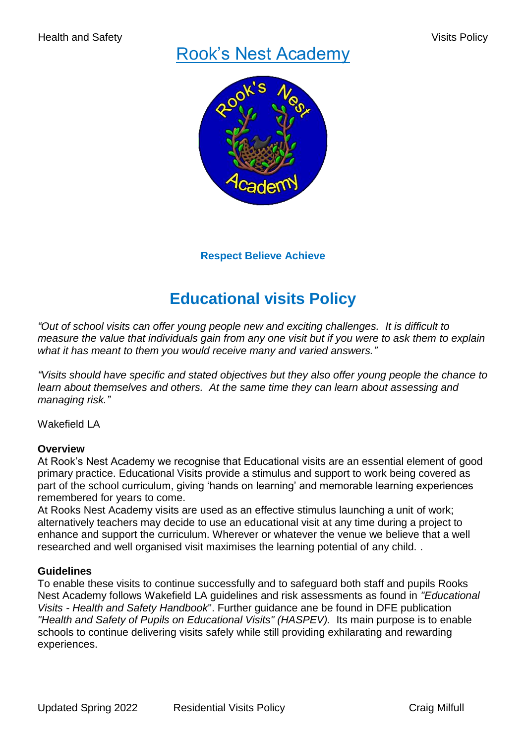# Rook's Nest Academy

**Respect Believe Achieve**

## Educational visits Policy

*"Out of school visits can offer young people new and exciting challenges. It is difficult to measure the value that individuals gain from any one visit but if you were to ask them to explain what it has meant to them you would receive many and varied answers."*

*"Visits should have specific and stated objectives but they also offer young people the chance to learn about themselves and others. At the same time they can learn about assessing and managing risk."*

Wakefield LA

**Overview**

At Rook's Nest Academy we recognise that Educational visits are an essential element of good primary practice. Educational Visits provide a stimulus and support to work being covered as part of the school curriculum, giving 'hands on learning' and memorable learning experiences remembered for years to come.

At Rooks Nest Academy visits are used as an effective stimulus launching a unit of work; alternatively teachers may decide to use an educational visit at any time during a project to enhance and support the curriculum. Wherever or whatever the venue we believe that a well researched and well organised visit maximises the learning potential of any child. .

**Guidelines**

To enable these visits to continue successfully and to safeguard both staff and pupils Rooks Nest Academy follows Wakefield LA guidelines and risk assessments as found in *"Educational Visits - Health and Safety Handbook*". Further guidance ane be found in DFE publication *"Health and Safety of Pupils on Educational Visits" (HASPEV).* Its main purpose is to enable schools to continue delivering visits safely while still providing exhilarating and rewarding experiences.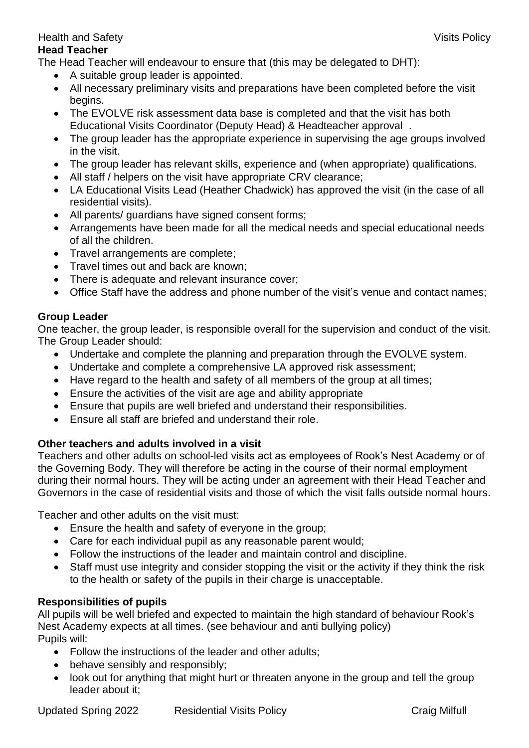**Head Teacher**

The Head Teacher will endeavour to ensure that (this may be delegated to DHT):

- A suitable group leader is appointed.
- All necessary preliminary visits and preparations have been completed before the visit begins.
- The EVOLVE risk assessment data base is completed and that the visit has both Educational Visits Coordinator (Deputy Head) & Headteacher approval .
- The group leader has the appropriate experience in supervising the age groups involved in the visit.
- The group leader has relevant skills, experience and (when appropriate) qualifications.
- All staff / helpers on the visit have appropriate CRV clearance;
- LA Educational Visits Lead (Heather Chadwick) has approved the visit (in the case of all residential visits).
- All parents/ guardians have signed consent forms;
- Arrangements have been made for all the medical needs and special educational needs of all the children.
- Travel arrangements are complete;
- Travel times out and back are known;
- There is adequate and relevant insurance cover;
- Office Staff have the address and phone number of the visit's venue and contact names;

**Group Leader**

One teacher, the group leader, is responsible overall for the supervision and conduct of the visit. The Group Leader should:

- Undertake and complete the planning and preparation through the EVOLVE system.
- Undertake and complete a comprehensive LA approved risk assessment;
- Have regard to the health and safety of all members of the group at all times;
- Ensure the activities of the visit are age and ability appropriate
- Ensure that pupils are well briefed and understand their responsibilities.
- Ensure all staff are briefed and understand their role.

**Other teachers and adults involved in a visit**

Teachers and other adults on school-led visits act as employees of Rook's Nest Academy or of the Governing Body. They will therefore be acting in the course of their normal employment during their normal hours. They will be acting under an agreement with their Head Teacher and Governors in the case of residential visits and those of which the visit falls outside normal hours.

Teacher and other adults on the visit must:

- Ensure the health and safety of everyone in the group;
- Care for each individual pupil as any reasonable parent would;
- Follow the instructions of the leader and maintain control and discipline.
- Staff must use integrity and consider stopping the visit or the activity if they think the risk to the health or safety of the pupils in their charge is unacceptable.

**Responsibilities of pupils**

All pupils will be well briefed and expected to maintain the high standard of behaviour Rook's Nest Academy expects at all times. (see behaviour and anti bullying policy)
Pupils will:

- Follow the instructions of the leader and other adults;
- behave sensibly and responsibly;
- look out for anything that might hurt or threaten anyone in the group and tell the group leader about it;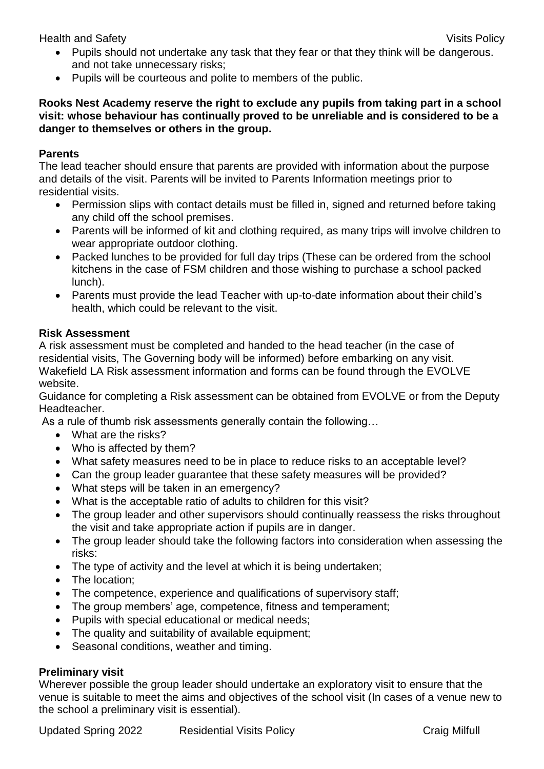- Pupils should not undertake any task that they fear or that they think will be dangerous. and not take unnecessary risks;
- Pupils will be courteous and polite to members of the public.

**Rooks Nest Academy reserve the right to exclude any pupils from taking part in a school visit: whose behaviour has continually proved to be unreliable and is considered to be a danger to themselves or others in the group.**

**Parents**

The lead teacher should ensure that parents are provided with information about the purpose and details of the visit. Parents will be invited to Parents Information meetings prior to residential visits.

- Permission slips with contact details must be filled in, signed and returned before taking any child off the school premises.
- Parents will be informed of kit and clothing required, as many trips will involve children to wear appropriate outdoor clothing.
- Packed lunches to be provided for full day trips (These can be ordered from the school kitchens in the case of FSM children and those wishing to purchase a school packed lunch).
- Parents must provide the lead Teacher with up-to-date information about their child's health, which could be relevant to the visit.

**Risk Assessment**

A risk assessment must be completed and handed to the head teacher (in the case of residential visits, The Governing body will be informed) before embarking on any visit. Wakefield LA Risk assessment information and forms can be found through the EVOLVE website.

Guidance for completing a Risk assessment can be obtained from EVOLVE or from the Deputy Headteacher.

As a rule of thumb risk assessments generally contain the following…

- What are the risks?
- Who is affected by them?
- What safety measures need to be in place to reduce risks to an acceptable level?
- Can the group leader guarantee that these safety measures will be provided?
- What steps will be taken in an emergency?
- What is the acceptable ratio of adults to children for this visit?
- The group leader and other supervisors should continually reassess the risks throughout the visit and take appropriate action if pupils are in danger.
- The group leader should take the following factors into consideration when assessing the risks:
- The type of activity and the level at which it is being undertaken;
- The location;
- The competence, experience and qualifications of supervisory staff;
- The group members' age, competence, fitness and temperament;
- Pupils with special educational or medical needs;
- The quality and suitability of available equipment;
- Seasonal conditions, weather and timing.

**Preliminary visit**

Wherever possible the group leader should undertake an exploratory visit to ensure that the venue is suitable to meet the aims and objectives of the school visit (In cases of a venue new to the school a preliminary visit is essential).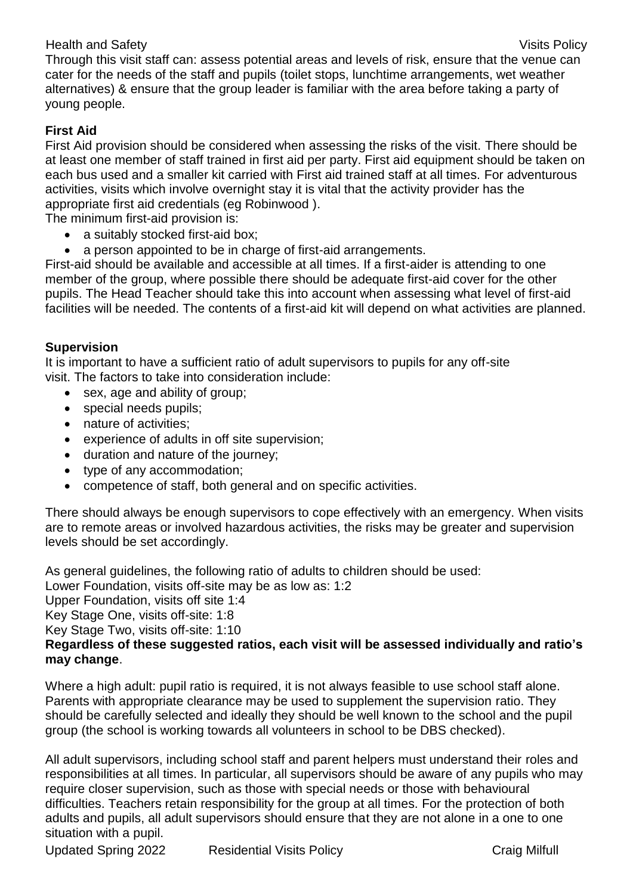Through this visit staff can: assess potential areas and levels of risk, ensure that the venue can cater for the needs of the staff and pupils (toilet stops, lunchtime arrangements, wet weather alternatives) & ensure that the group leader is familiar with the area before taking a party of young people.

**First Aid**

First Aid provision should be considered when assessing the risks of the visit. There should be at least one member of staff trained in first aid per party. First aid equipment should be taken on each bus used and a smaller kit carried with First aid trained staff at all times. For adventurous activities, visits which involve overnight stay it is vital that the activity provider has the appropriate first aid credentials (eg Robinwood ).

The minimum first-aid provision is:

- a suitably stocked first-aid box;
- a person appointed to be in charge of first-aid arrangements.

First-aid should be available and accessible at all times. If a first-aider is attending to one member of the group, where possible there should be adequate first-aid cover for the other pupils. The Head Teacher should take this into account when assessing what level of first-aid facilities will be needed. The contents of a first-aid kit will depend on what activities are planned.

**Supervision**

It is important to have a sufficient ratio of adult supervisors to pupils for any off-site visit. The factors to take into consideration include:

- sex, age and ability of group;
- special needs pupils;
- nature of activities;
- experience of adults in off site supervision;
- duration and nature of the journey;
- type of any accommodation;
- competence of staff, both general and on specific activities.

There should always be enough supervisors to cope effectively with an emergency. When visits are to remote areas or involved hazardous activities, the risks may be greater and supervision levels should be set accordingly.

As general guidelines, the following ratio of adults to children should be used:
Lower Foundation, visits off-site may be as low as: 1:2
Upper Foundation, visits off site 1:4
Key Stage One, visits off-site: 1:8
Key Stage Two, visits off-site: 1:10

**Regardless of these suggested ratios, each visit will be assessed individually and ratio's may change**.

Where a high adult: pupil ratio is required, it is not always feasible to use school staff alone. Parents with appropriate clearance may be used to supplement the supervision ratio. They should be carefully selected and ideally they should be well known to the school and the pupil group (the school is working towards all volunteers in school to be DBS checked).

All adult supervisors, including school staff and parent helpers must understand their roles and responsibilities at all times. In particular, all supervisors should be aware of any pupils who may require closer supervision, such as those with special needs or those with behavioural difficulties. Teachers retain responsibility for the group at all times. For the protection of both adults and pupils, all adult supervisors should ensure that they are not alone in a one to one situation with a pupil.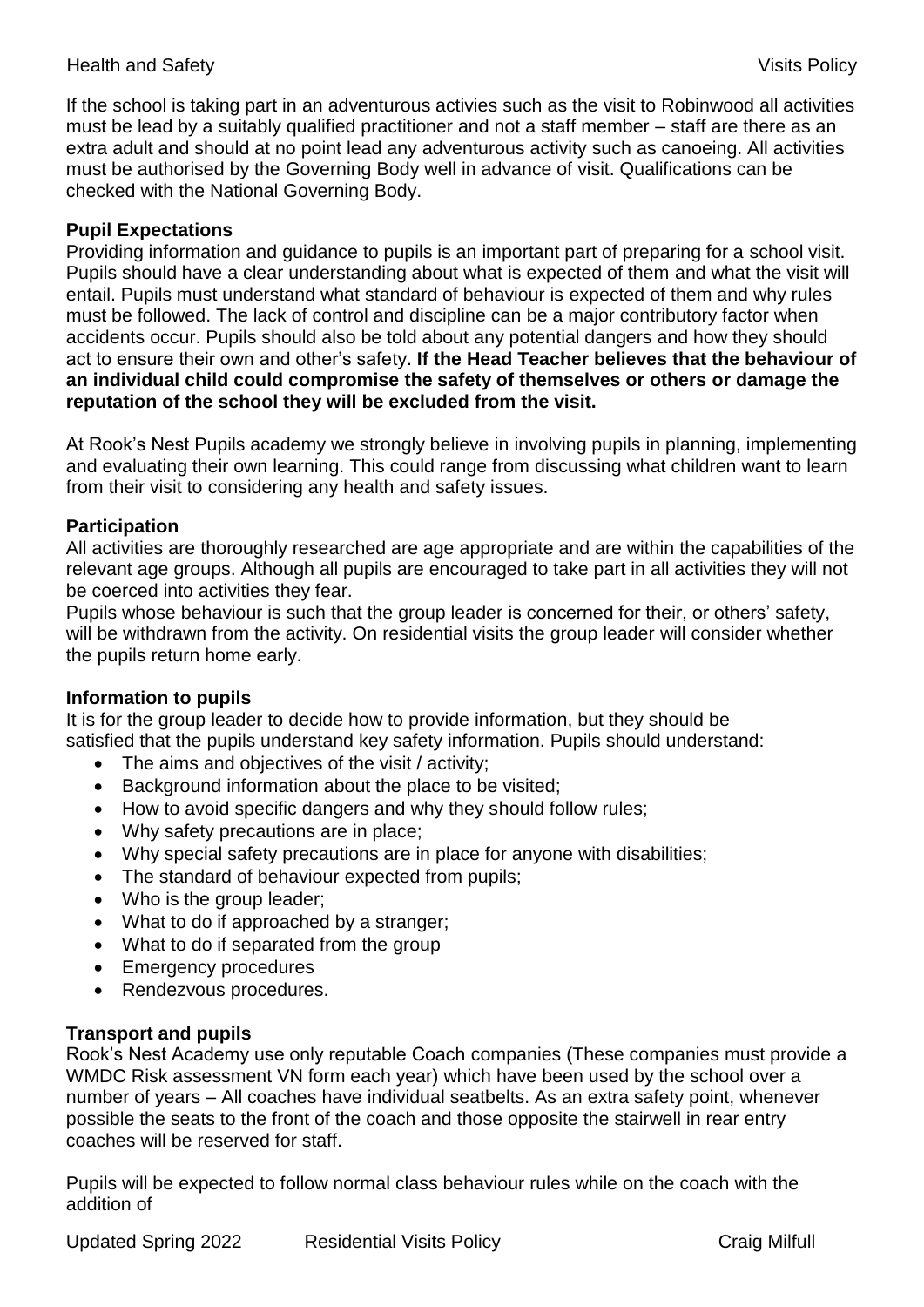If the school is taking part in an adventurous activies such as the visit to Robinwood all activities must be lead by a suitably qualified practitioner and not a staff member – staff are there as an extra adult and should at no point lead any adventurous activity such as canoeing. All activities must be authorised by the Governing Body well in advance of visit. Qualifications can be checked with the National Governing Body.

**Pupil Expectations**

Providing information and guidance to pupils is an important part of preparing for a school visit. Pupils should have a clear understanding about what is expected of them and what the visit will entail. Pupils must understand what standard of behaviour is expected of them and why rules must be followed. The lack of control and discipline can be a major contributory factor when accidents occur. Pupils should also be told about any potential dangers and how they should act to ensure their own and other's safety. **If the Head Teacher believes that the behaviour of an individual child could compromise the safety of themselves or others or damage the reputation of the school they will be excluded from the visit.**

At Rook's Nest Pupils academy we strongly believe in involving pupils in planning, implementing and evaluating their own learning. This could range from discussing what children want to learn from their visit to considering any health and safety issues.

**Participation**

All activities are thoroughly researched are age appropriate and are within the capabilities of the relevant age groups. Although all pupils are encouraged to take part in all activities they will not be coerced into activities they fear.

Pupils whose behaviour is such that the group leader is concerned for their, or others' safety, will be withdrawn from the activity. On residential visits the group leader will consider whether the pupils return home early.

**Information to pupils**

It is for the group leader to decide how to provide information, but they should be satisfied that the pupils understand key safety information. Pupils should understand:

- The aims and objectives of the visit / activity;
- Background information about the place to be visited;
- How to avoid specific dangers and why they should follow rules;
- Why safety precautions are in place;
- Why special safety precautions are in place for anyone with disabilities;
- The standard of behaviour expected from pupils;
- Who is the group leader;
- What to do if approached by a stranger;
- What to do if separated from the group
- Emergency procedures
- Rendezvous procedures.

**Transport and pupils**

Rook's Nest Academy use only reputable Coach companies (These companies must provide a WMDC Risk assessment VN form each year) which have been used by the school over a number of years – All coaches have individual seatbelts. As an extra safety point, whenever possible the seats to the front of the coach and those opposite the stairwell in rear entry coaches will be reserved for staff.

Pupils will be expected to follow normal class behaviour rules while on the coach with the addition of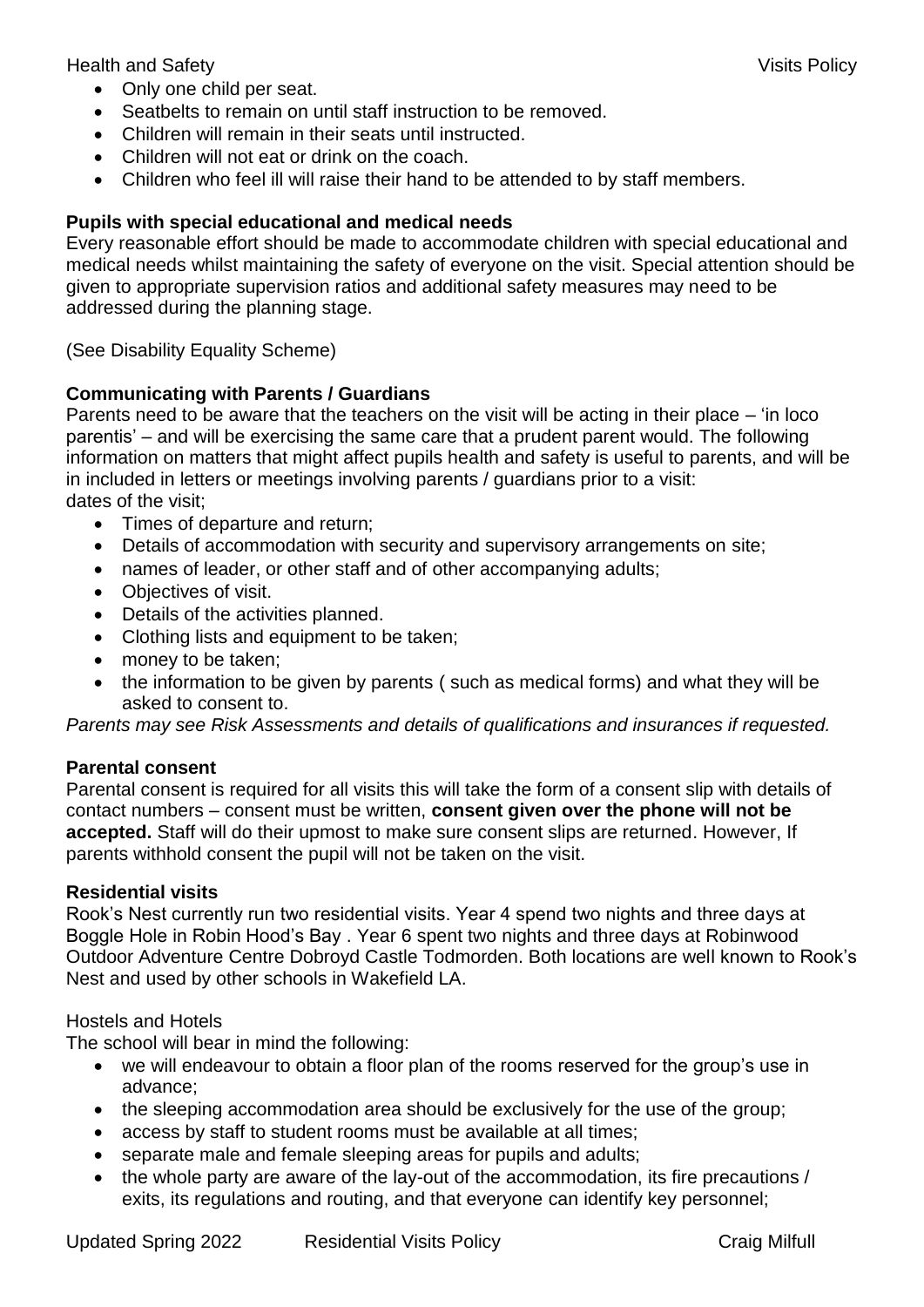- Only one child per seat.
- Seatbelts to remain on until staff instruction to be removed.
- Children will remain in their seats until instructed.
- Children will not eat or drink on the coach.
- Children who feel ill will raise their hand to be attended to by staff members.

**Pupils with special educational and medical needs**

Every reasonable effort should be made to accommodate children with special educational and medical needs whilst maintaining the safety of everyone on the visit. Special attention should be given to appropriate supervision ratios and additional safety measures may need to be addressed during the planning stage.

(See Disability Equality Scheme)

**Communicating with Parents / Guardians**

Parents need to be aware that the teachers on the visit will be acting in their place – 'in loco parentis' – and will be exercising the same care that a prudent parent would. The following information on matters that might affect pupils health and safety is useful to parents, and will be in included in letters or meetings involving parents / guardians prior to a visit:

dates of the visit;

- Times of departure and return;
- Details of accommodation with security and supervisory arrangements on site;
- names of leader, or other staff and of other accompanying adults;
- Objectives of visit.
- Details of the activities planned.
- Clothing lists and equipment to be taken;
- money to be taken;
- the information to be given by parents ( such as medical forms) and what they will be asked to consent to.

*Parents may see Risk Assessments and details of qualifications and insurances if requested.*

**Parental consent**

Parental consent is required for all visits this will take the form of a consent slip with details of contact numbers – consent must be written, **consent given over the phone will not be accepted.** Staff will do their upmost to make sure consent slips are returned. However, If parents withhold consent the pupil will not be taken on the visit.

**Residential visits**

Rook's Nest currently run two residential visits. Year 4 spend two nights and three days at Boggle Hole in Robin Hood's Bay . Year 6 spent two nights and three days at Robinwood Outdoor Adventure Centre Dobroyd Castle Todmorden. Both locations are well known to Rook's Nest and used by other schools in Wakefield LA.

Hostels and Hotels

The school will bear in mind the following:

- we will endeavour to obtain a floor plan of the rooms reserved for the group's use in advance;
- the sleeping accommodation area should be exclusively for the use of the group;
- access by staff to student rooms must be available at all times;
- separate male and female sleeping areas for pupils and adults;
- the whole party are aware of the lay-out of the accommodation, its fire precautions / exits, its regulations and routing, and that everyone can identify key personnel;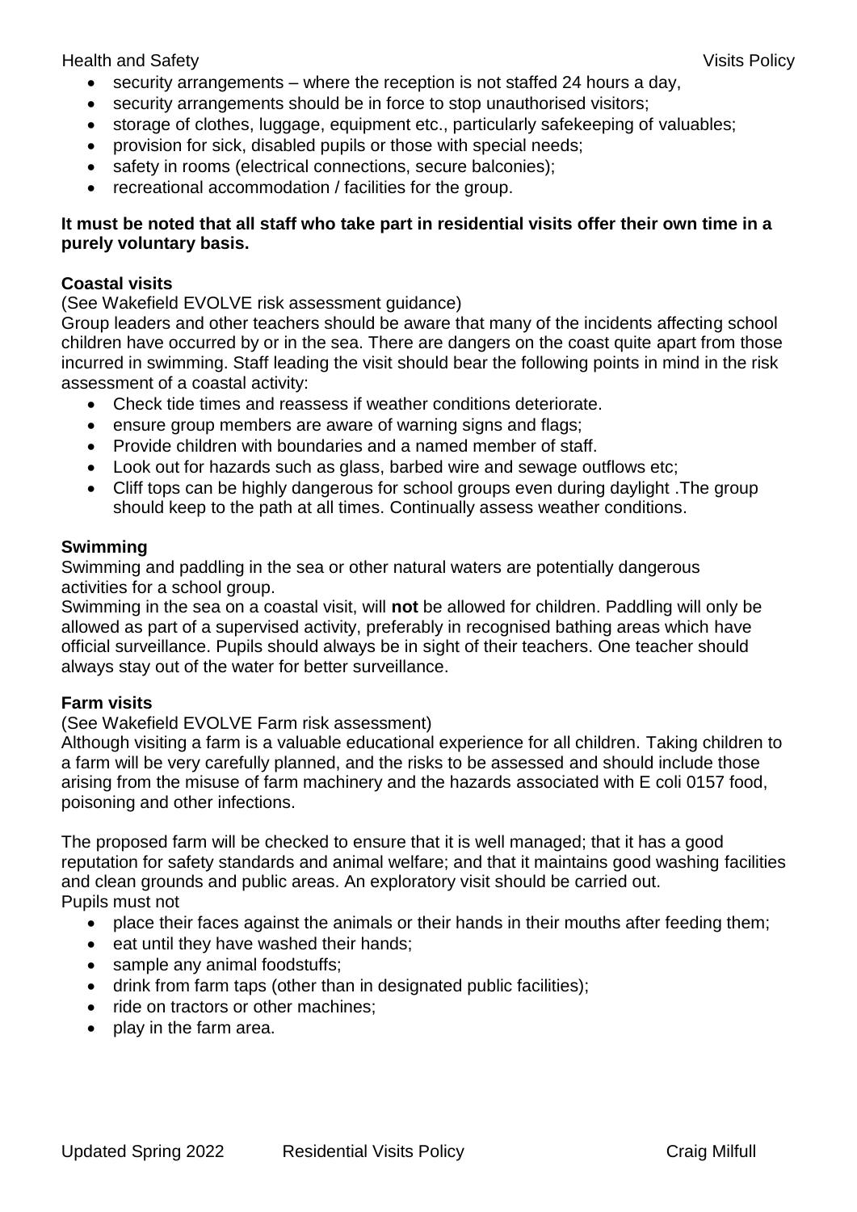- security arrangements – where the reception is not staffed 24 hours a day,
- security arrangements should be in force to stop unauthorised visitors;
- storage of clothes, luggage, equipment etc., particularly safekeeping of valuables;
- provision for sick, disabled pupils or those with special needs;
- safety in rooms (electrical connections, secure balconies);
- recreational accommodation / facilities for the group.

**It must be noted that all staff who take part in residential visits offer their own time in a purely voluntary basis.**

**Coastal visits**

(See Wakefield EVOLVE risk assessment guidance)

Group leaders and other teachers should be aware that many of the incidents affecting school children have occurred by or in the sea. There are dangers on the coast quite apart from those incurred in swimming. Staff leading the visit should bear the following points in mind in the risk assessment of a coastal activity:

- Check tide times and reassess if weather conditions deteriorate.
- ensure group members are aware of warning signs and flags;
- Provide children with boundaries and a named member of staff.
- Look out for hazards such as glass, barbed wire and sewage outflows etc;
- Cliff tops can be highly dangerous for school groups even during daylight .The group should keep to the path at all times. Continually assess weather conditions.

**Swimming**

Swimming and paddling in the sea or other natural waters are potentially dangerous activities for a school group.

Swimming in the sea on a coastal visit, will **not** be allowed for children. Paddling will only be allowed as part of a supervised activity, preferably in recognised bathing areas which have official surveillance. Pupils should always be in sight of their teachers. One teacher should always stay out of the water for better surveillance.

**Farm visits**

(See Wakefield EVOLVE Farm risk assessment)

Although visiting a farm is a valuable educational experience for all children. Taking children to a farm will be very carefully planned, and the risks to be assessed and should include those arising from the misuse of farm machinery and the hazards associated with E coli 0157 food, poisoning and other infections.

The proposed farm will be checked to ensure that it is well managed; that it has a good reputation for safety standards and animal welfare; and that it maintains good washing facilities and clean grounds and public areas. An exploratory visit should be carried out.

Pupils must not

- place their faces against the animals or their hands in their mouths after feeding them;
- eat until they have washed their hands;
- sample any animal foodstuffs;
- drink from farm taps (other than in designated public facilities);
- ride on tractors or other machines;
- play in the farm area.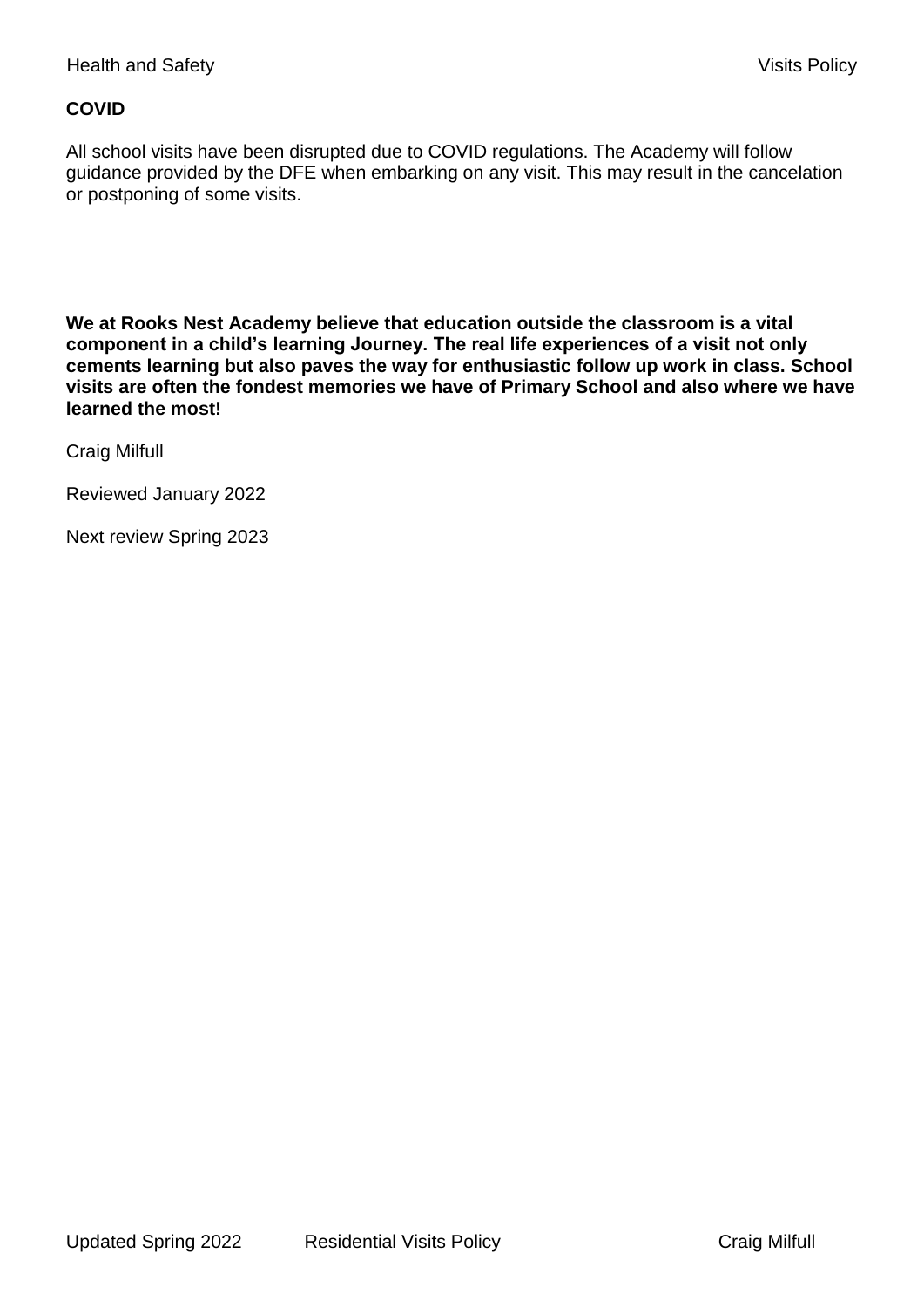## COVID

All school visits have been disrupted due to COVID regulations. The Academy will follow guidance provided by the DFE when embarking on any visit. This may result in the cancelation or postponing of some visits.

**We at Rooks Nest Academy believe that education outside the classroom is a vital component in a child's learning Journey. The real life experiences of a visit not only cements learning but also paves the way for enthusiastic follow up work in class. School visits are often the fondest memories we have of Primary School and also where we have learned the most!**

Craig Milfull

Reviewed January 2022

Next review Spring 2023